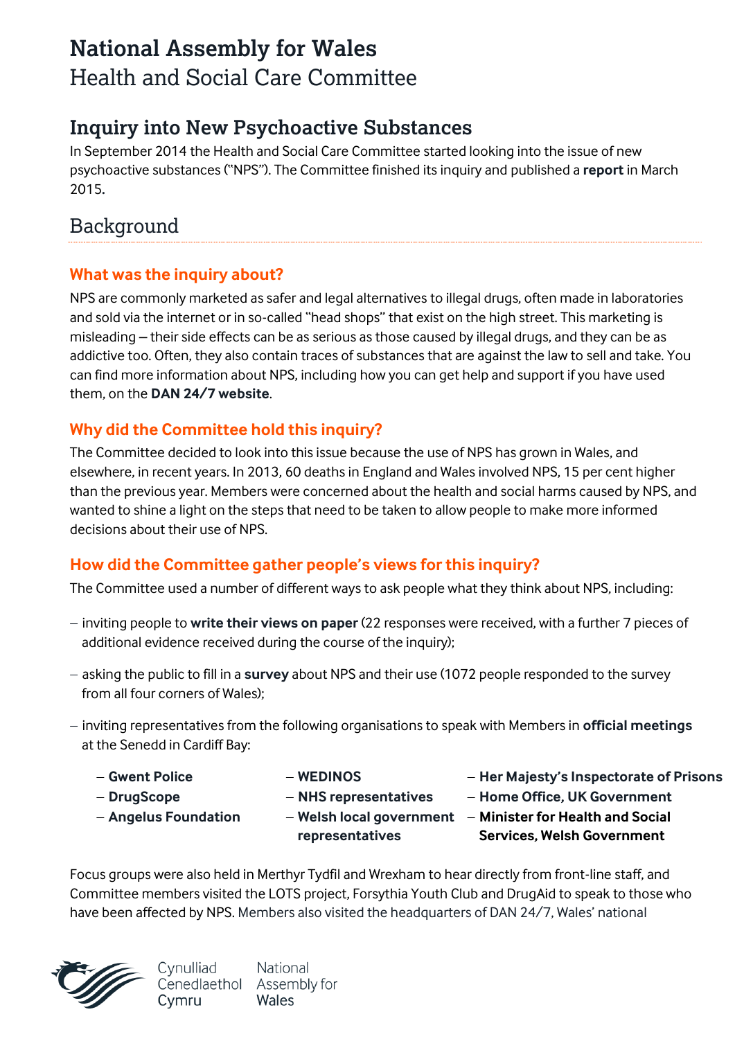# National Assembly for Wales

Health and Social Care Committee

## Inquiry into New Psychoactive Substances

In September 2014 the Health and Social Care Committee started looking into the issue of new psychoactive substances ("NPS"). The Committee finished its inquiry and published a **report** in March 2015.

## Background

### What was the inquiry about?

NPS are commonly marketed as safer and legal alternatives to illegal drugs, often made in laboratories and sold via the internet or in so-called "head shops" that exist on the high street. This marketing is misleading – their side effects can be as serious as those caused by illegal drugs, and they can be as addictive too. Often, they also contain traces of substances that are against the law to sell and take. You can find more information about NPS, including how you can get help and support if you have used them, on the **DAN 24/7 website**.

### Why did the Committee hold this inquiry?

The Committee decided to look into this issue because the use of NPS has grown in Wales, and elsewhere, in recent years. In 2013, 60 deaths in England and Wales involved NPS, 15 per cent higher than the previous year. Members were concerned about the health and social harms caused by NPS, and wanted to shine a light on the steps that need to be taken to allow people to make more informed decisions about their use of NPS.

### How did the Committee gather people's views for this inquiry?

The Committee used a number of different ways to ask people what they think about NPS, including:

- inviting people to **write their views on paper** (22 responses were received, with a further 7 pieces of additional evidence received during the course of the inquiry);
- asking the public to fill in a **survey** about NPS and their use (1072 people responded to the survey from all four corners of Wales);
- inviting representatives from the following organisations to speak with Members in **official meetings** at the Senedd in Cardiff Bay:
  - **Gwent Police**
  - **DrugScope**
  - **Angelus Foundation**
  - **WEDINOS**
  - **NHS representatives**
  - **Welsh local government representatives**
  - **Her Majesty's Inspectorate of Prisons**
  - **Home Office, UK Government**
  - **Minister for Health and Social Services, Welsh Government**

Focus groups were also held in Merthyr Tydfil and Wrexham to hear directly from front-line staff, and Committee members visited the LOTS project, Forsythia Youth Club and DrugAid to speak to those who have been affected by NPS. Members also visited the headquarters of DAN 24/7, Wales' national

Cynulliad Cenedlaethol Cymru | National Assembly for Wales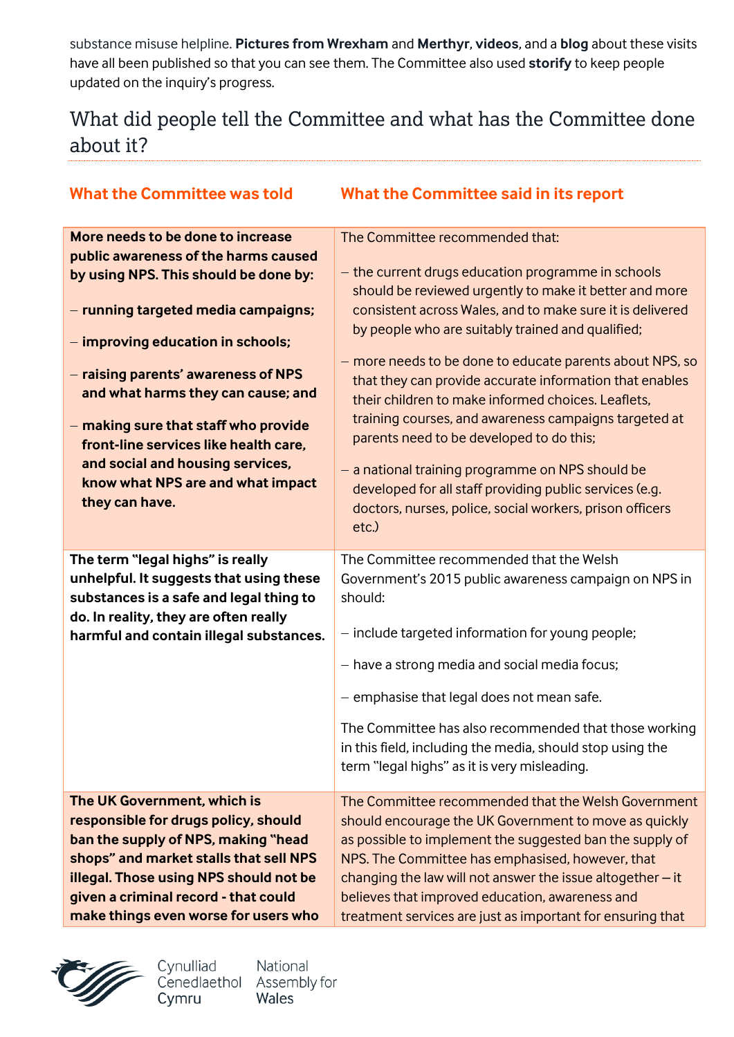substance misuse helpline. **Pictures from Wrexham** and **Merthyr**, **videos**, and a **blog** about these visits have all been published so that you can see them. The Committee also used **storify** to keep people updated on the inquiry's progress.

## What did people tell the Committee and what has the Committee done about it?

| What the Committee was told | What the Committee said in its report |
| --- | --- |
| **More needs to be done to increase public awareness of the harms caused by using NPS. This should be done by:**<br><br>– **running targeted media campaigns;**<br><br>– **improving education in schools;**<br><br>– **raising parents' awareness of NPS and what harms they can cause; and**<br><br>– **making sure that staff who provide front-line services like health care, and social and housing services, know what NPS are and what impact they can have.** | The Committee recommended that:<br><br>– the current drugs education programme in schools should be reviewed urgently to make it better and more consistent across Wales, and to make sure it is delivered by people who are suitably trained and qualified;<br><br>– more needs to be done to educate parents about NPS, so that they can provide accurate information that enables their children to make informed choices. Leaflets, training courses, and awareness campaigns targeted at parents need to be developed to do this;<br><br>– a national training programme on NPS should be developed for all staff providing public services (e.g. doctors, nurses, police, social workers, prison officers etc.) |
| **The term "legal highs" is really unhelpful. It suggests that using these substances is a safe and legal thing to do. In reality, they are often really harmful and contain illegal substances.** | The Committee recommended that the Welsh Government's 2015 public awareness campaign on NPS in should:<br><br>– include targeted information for young people;<br><br>– have a strong media and social media focus;<br><br>– emphasise that legal does not mean safe.<br><br>The Committee has also recommended that those working in this field, including the media, should stop using the term "legal highs" as it is very misleading. |
| **The UK Government, which is responsible for drugs policy, should ban the supply of NPS, making "head shops" and market stalls that sell NPS illegal. Those using NPS should not be given a criminal record - that could make things even worse for users who** | The Committee recommended that the Welsh Government should encourage the UK Government to move as quickly as possible to implement the suggested ban the supply of NPS. The Committee has emphasised, however, that changing the law will not answer the issue altogether – it believes that improved education, awareness and treatment services are just as important for ensuring that |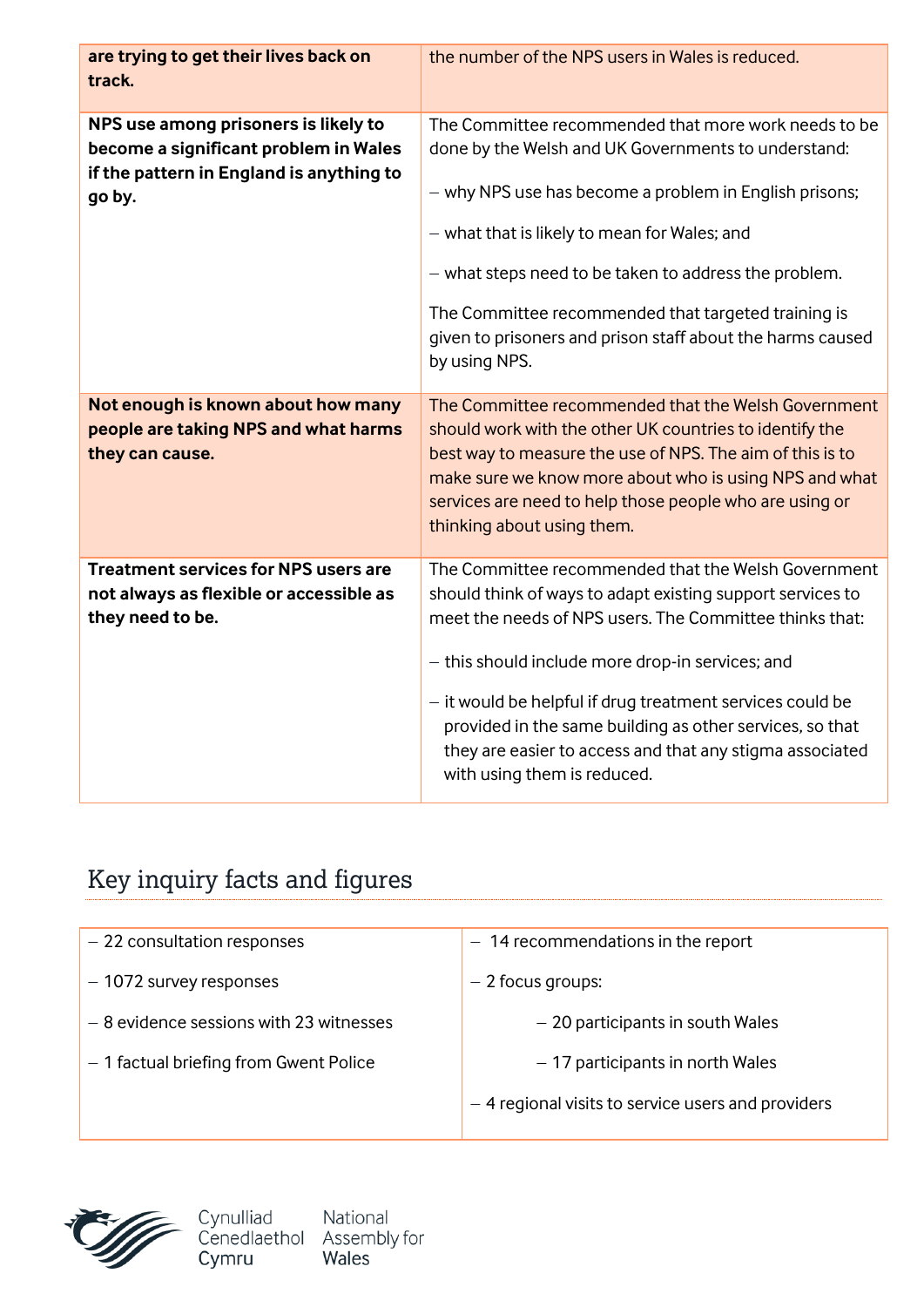| | |
|---|---|
| **are trying to get their lives back on track.** | the number of the NPS users in Wales is reduced. |
| **NPS use among prisoners is likely to become a significant problem in Wales if the pattern in England is anything to go by.** | The Committee recommended that more work needs to be done by the Welsh and UK Governments to understand:<br>– why NPS use has become a problem in English prisons;<br>– what that is likely to mean for Wales; and<br>– what steps need to be taken to address the problem.<br>The Committee recommended that targeted training is given to prisoners and prison staff about the harms caused by using NPS. |
| **Not enough is known about how many people are taking NPS and what harms they can cause.** | The Committee recommended that the Welsh Government should work with the other UK countries to identify the best way to measure the use of NPS. The aim of this is to make sure we know more about who is using NPS and what services are need to help those people who are using or thinking about using them. |
| **Treatment services for NPS users are not always as flexible or accessible as they need to be.** | The Committee recommended that the Welsh Government should think of ways to adapt existing support services to meet the needs of NPS users. The Committee thinks that:<br>– this should include more drop-in services; and<br>– it would be helpful if drug treatment services could be provided in the same building as other services, so that they are easier to access and that any stigma associated with using them is reduced. |

## Key inquiry facts and figures

| | |
|---|---|
| – 22 consultation responses<br>– 1072 survey responses<br>– 8 evidence sessions with 23 witnesses<br>– 1 factual briefing from Gwent Police | – 14 recommendations in the report<br>– 2 focus groups:<br>&nbsp;&nbsp;&nbsp;&nbsp;– 20 participants in south Wales<br>&nbsp;&nbsp;&nbsp;&nbsp;– 17 participants in north Wales<br>– 4 regional visits to service users and providers |

Cynulliad Cenedlaethol Cymru
National Assembly for Wales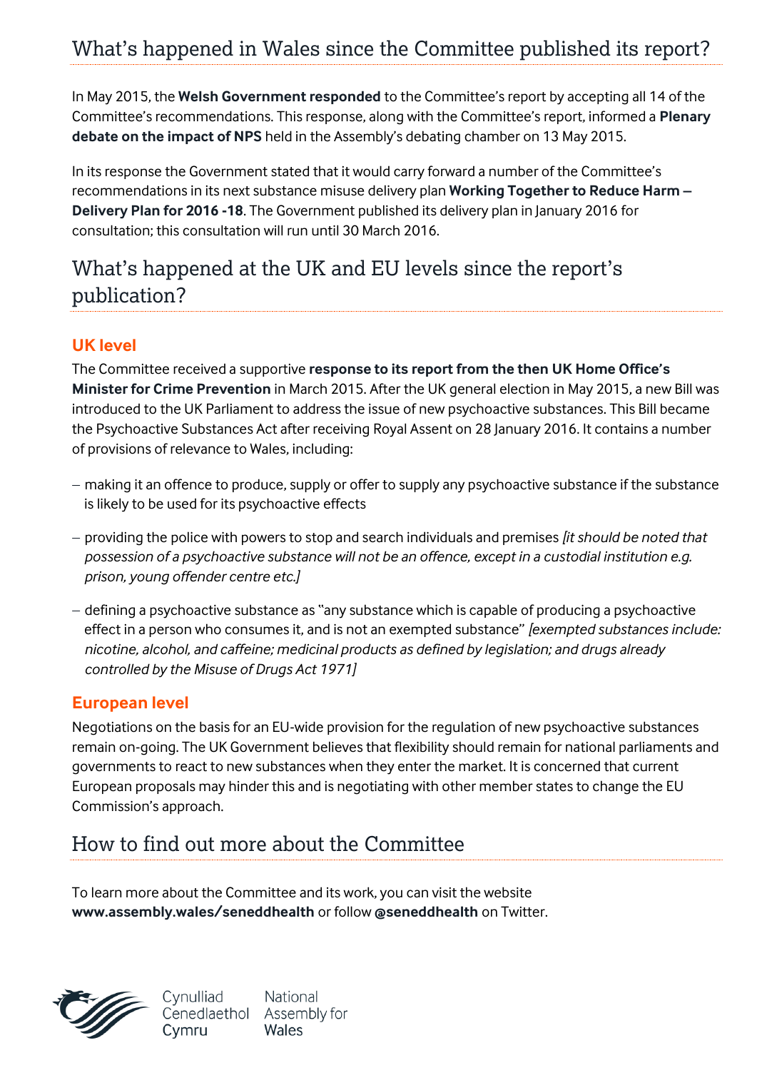## What's happened in Wales since the Committee published its report?

In May 2015, the **Welsh Government responded** to the Committee's report by accepting all 14 of the Committee's recommendations. This response, along with the Committee's report, informed a **Plenary debate on the impact of NPS** held in the Assembly's debating chamber on 13 May 2015.

In its response the Government stated that it would carry forward a number of the Committee's recommendations in its next substance misuse delivery plan **Working Together to Reduce Harm – Delivery Plan for 2016 -18**. The Government published its delivery plan in January 2016 for consultation; this consultation will run until 30 March 2016.

## What's happened at the UK and EU levels since the report's publication?

### UK level

The Committee received a supportive **response to its report from the then UK Home Office's Minister for Crime Prevention** in March 2015. After the UK general election in May 2015, a new Bill was introduced to the UK Parliament to address the issue of new psychoactive substances. This Bill became the Psychoactive Substances Act after receiving Royal Assent on 28 January 2016. It contains a number of provisions of relevance to Wales, including:

- making it an offence to produce, supply or offer to supply any psychoactive substance if the substance is likely to be used for its psychoactive effects
- providing the police with powers to stop and search individuals and premises *[it should be noted that possession of a psychoactive substance will not be an offence, except in a custodial institution e.g. prison, young offender centre etc.]*
- defining a psychoactive substance as "any substance which is capable of producing a psychoactive effect in a person who consumes it, and is not an exempted substance" *[exempted substances include: nicotine, alcohol, and caffeine; medicinal products as defined by legislation; and drugs already controlled by the Misuse of Drugs Act 1971]*

### European level

Negotiations on the basis for an EU-wide provision for the regulation of new psychoactive substances remain on-going. The UK Government believes that flexibility should remain for national parliaments and governments to react to new substances when they enter the market. It is concerned that current European proposals may hinder this and is negotiating with other member states to change the EU Commission's approach.

## How to find out more about the Committee

To learn more about the Committee and its work, you can visit the website **www.assembly.wales/seneddhealth** or follow **@seneddhealth** on Twitter.

Cynulliad Cenedlaethol Cymru National Assembly for Wales